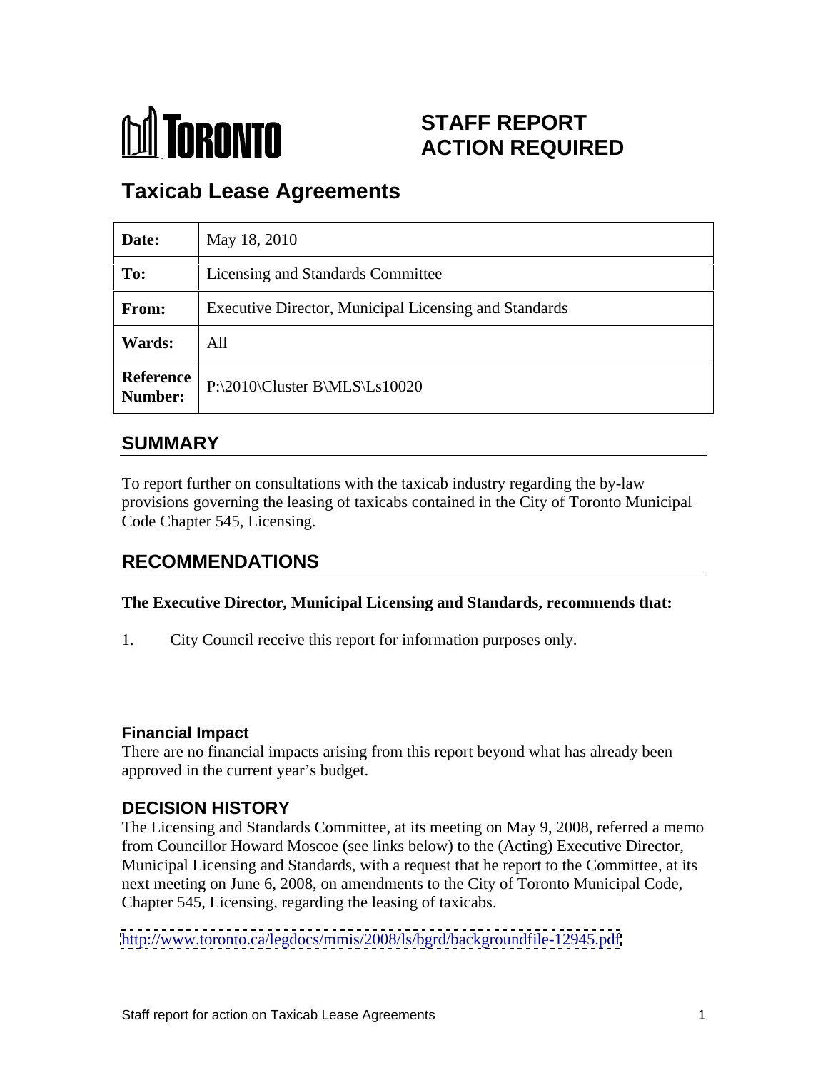# STAFF REPORT
# ACTION REQUIRED

## Taxicab Lease Agreements

| Date: | May 18, 2010 |
|---|---|
| To: | Licensing and Standards Committee |
| From: | Executive Director, Municipal Licensing and Standards |
| Wards: | All |
| Reference Number: | P:\2010\Cluster B\MLS\Ls10020 |

## SUMMARY

To report further on consultations with the taxicab industry regarding the by-law provisions governing the leasing of taxicabs contained in the City of Toronto Municipal Code Chapter 545, Licensing.

## RECOMMENDATIONS

**The Executive Director, Municipal Licensing and Standards, recommends that:**

1. City Council receive this report for information purposes only.

### Financial Impact

There are no financial impacts arising from this report beyond what has already been approved in the current year's budget.

## DECISION HISTORY

The Licensing and Standards Committee, at its meeting on May 9, 2008, referred a memo from Councillor Howard Moscoe (see links below) to the (Acting) Executive Director, Municipal Licensing and Standards, with a request that he report to the Committee, at its next meeting on June 6, 2008, on amendments to the City of Toronto Municipal Code, Chapter 545, Licensing, regarding the leasing of taxicabs.

http://www.toronto.ca/legdocs/mmis/2008/ls/bgrd/backgroundfile-12945.pdf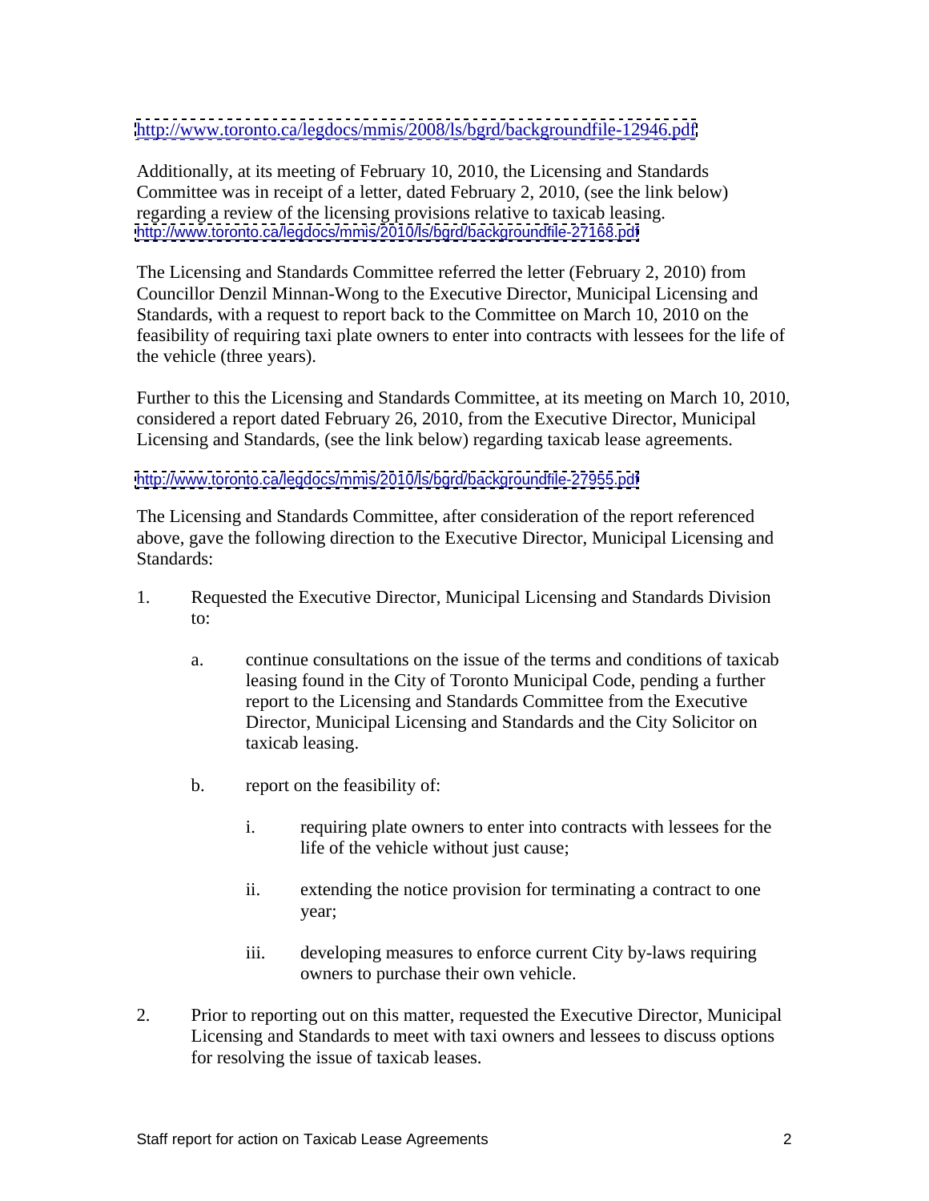http://www.toronto.ca/legdocs/mmis/2008/ls/bgrd/backgroundfile-12946.pdf

Additionally, at its meeting of February 10, 2010, the Licensing and Standards Committee was in receipt of a letter, dated February 2, 2010, (see the link below) regarding a review of the licensing provisions relative to taxicab leasing.
http://www.toronto.ca/legdocs/mmis/2010/ls/bgrd/backgroundfile-27168.pdf

The Licensing and Standards Committee referred the letter (February 2, 2010) from Councillor Denzil Minnan-Wong to the Executive Director, Municipal Licensing and Standards, with a request to report back to the Committee on March 10, 2010 on the feasibility of requiring taxi plate owners to enter into contracts with lessees for the life of the vehicle (three years).

Further to this the Licensing and Standards Committee, at its meeting on March 10, 2010, considered a report dated February 26, 2010, from the Executive Director, Municipal Licensing and Standards, (see the link below) regarding taxicab lease agreements.

http://www.toronto.ca/legdocs/mmis/2010/ls/bgrd/backgroundfile-27955.pdf

The Licensing and Standards Committee, after consideration of the report referenced above, gave the following direction to the Executive Director, Municipal Licensing and Standards:

1. Requested the Executive Director, Municipal Licensing and Standards Division to:

   a. continue consultations on the issue of the terms and conditions of taxicab leasing found in the City of Toronto Municipal Code, pending a further report to the Licensing and Standards Committee from the Executive Director, Municipal Licensing and Standards and the City Solicitor on taxicab leasing.

   b. report on the feasibility of:

      i. requiring plate owners to enter into contracts with lessees for the life of the vehicle without just cause;

      ii. extending the notice provision for terminating a contract to one year;

      iii. developing measures to enforce current City by-laws requiring owners to purchase their own vehicle.

2. Prior to reporting out on this matter, requested the Executive Director, Municipal Licensing and Standards to meet with taxi owners and lessees to discuss options for resolving the issue of taxicab leases.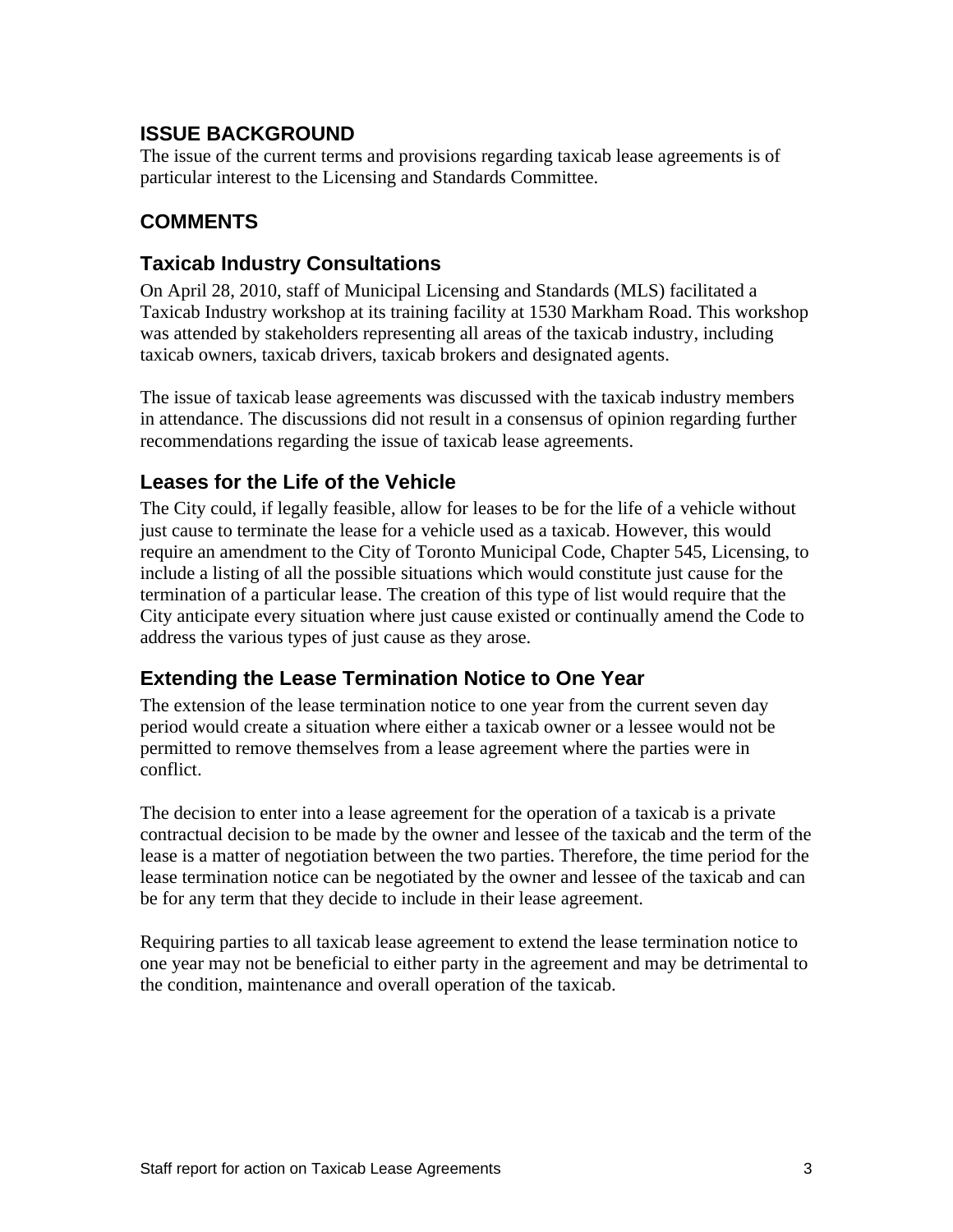## ISSUE BACKGROUND

The issue of the current terms and provisions regarding taxicab lease agreements is of particular interest to the Licensing and Standards Committee.

## COMMENTS

### Taxicab Industry Consultations

On April 28, 2010, staff of Municipal Licensing and Standards (MLS) facilitated a Taxicab Industry workshop at its training facility at 1530 Markham Road. This workshop was attended by stakeholders representing all areas of the taxicab industry, including taxicab owners, taxicab drivers, taxicab brokers and designated agents.

The issue of taxicab lease agreements was discussed with the taxicab industry members in attendance. The discussions did not result in a consensus of opinion regarding further recommendations regarding the issue of taxicab lease agreements.

### Leases for the Life of the Vehicle

The City could, if legally feasible, allow for leases to be for the life of a vehicle without just cause to terminate the lease for a vehicle used as a taxicab. However, this would require an amendment to the City of Toronto Municipal Code, Chapter 545, Licensing, to include a listing of all the possible situations which would constitute just cause for the termination of a particular lease. The creation of this type of list would require that the City anticipate every situation where just cause existed or continually amend the Code to address the various types of just cause as they arose.

### Extending the Lease Termination Notice to One Year

The extension of the lease termination notice to one year from the current seven day period would create a situation where either a taxicab owner or a lessee would not be permitted to remove themselves from a lease agreement where the parties were in conflict.

The decision to enter into a lease agreement for the operation of a taxicab is a private contractual decision to be made by the owner and lessee of the taxicab and the term of the lease is a matter of negotiation between the two parties. Therefore, the time period for the lease termination notice can be negotiated by the owner and lessee of the taxicab and can be for any term that they decide to include in their lease agreement.

Requiring parties to all taxicab lease agreement to extend the lease termination notice to one year may not be beneficial to either party in the agreement and may be detrimental to the condition, maintenance and overall operation of the taxicab.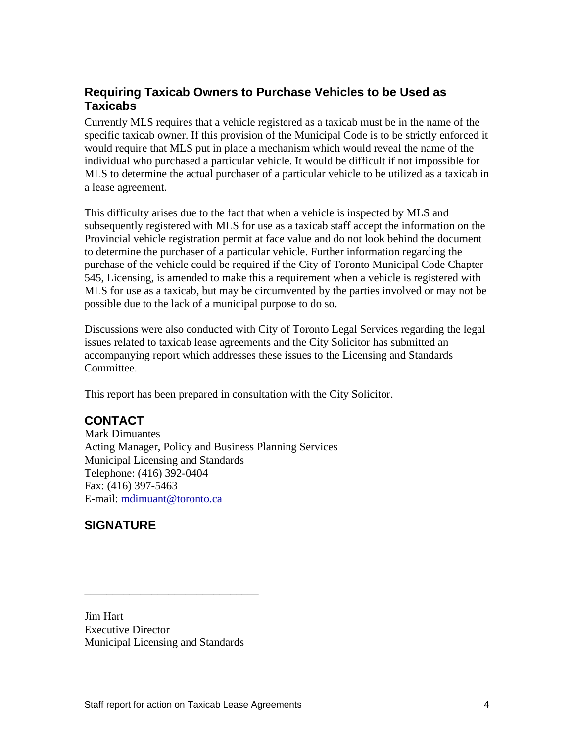## Requiring Taxicab Owners to Purchase Vehicles to be Used as Taxicabs

Currently MLS requires that a vehicle registered as a taxicab must be in the name of the specific taxicab owner. If this provision of the Municipal Code is to be strictly enforced it would require that MLS put in place a mechanism which would reveal the name of the individual who purchased a particular vehicle. It would be difficult if not impossible for MLS to determine the actual purchaser of a particular vehicle to be utilized as a taxicab in a lease agreement.

This difficulty arises due to the fact that when a vehicle is inspected by MLS and subsequently registered with MLS for use as a taxicab staff accept the information on the Provincial vehicle registration permit at face value and do not look behind the document to determine the purchaser of a particular vehicle. Further information regarding the purchase of the vehicle could be required if the City of Toronto Municipal Code Chapter 545, Licensing, is amended to make this a requirement when a vehicle is registered with MLS for use as a taxicab, but may be circumvented by the parties involved or may not be possible due to the lack of a municipal purpose to do so.

Discussions were also conducted with City of Toronto Legal Services regarding the legal issues related to taxicab lease agreements and the City Solicitor has submitted an accompanying report which addresses these issues to the Licensing and Standards Committee.

This report has been prepared in consultation with the City Solicitor.

## CONTACT

Mark Dimuantes
Acting Manager, Policy and Business Planning Services
Municipal Licensing and Standards
Telephone: (416) 392-0404
Fax: (416) 397-5463
E-mail: mdimuant@toronto.ca

## SIGNATURE

_______________________________

Jim Hart
Executive Director
Municipal Licensing and Standards